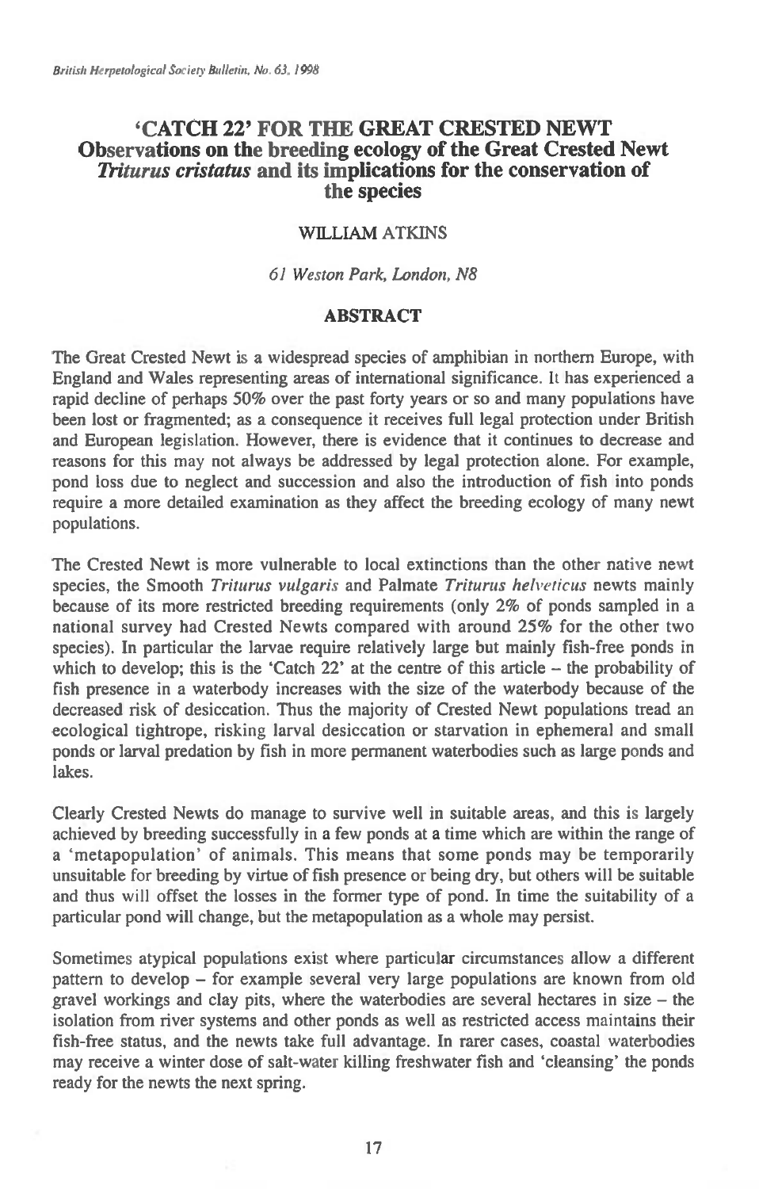# 'CATCH 22' FOR THE GREAT CRESTED NEWT
## Observations on the breeding ecology of the Great Crested Newt *Triturus cristatus* and its implications for the conservation of the species

WILLIAM ATKINS

*61 Weston Park, London, N8*

## ABSTRACT

The Great Crested Newt is a widespread species of amphibian in northern Europe, with England and Wales representing areas of international significance. It has experienced a rapid decline of perhaps 50% over the past forty years or so and many populations have been lost or fragmented; as a consequence it receives full legal protection under British and European legislation. However, there is evidence that it continues to decrease and reasons for this may not always be addressed by legal protection alone. For example, pond loss due to neglect and succession and also the introduction of fish into ponds require a more detailed examination as they affect the breeding ecology of many newt populations.

The Crested Newt is more vulnerable to local extinctions than the other native newt species, the Smooth *Triturus vulgaris* and Palmate *Triturus helveticus* newts mainly because of its more restricted breeding requirements (only 2% of ponds sampled in a national survey had Crested Newts compared with around 25% for the other two species). In particular the larvae require relatively large but mainly fish-free ponds in which to develop; this is the 'Catch 22' at the centre of this article – the probability of fish presence in a waterbody increases with the size of the waterbody because of the decreased risk of desiccation. Thus the majority of Crested Newt populations tread an ecological tightrope, risking larval desiccation or starvation in ephemeral and small ponds or larval predation by fish in more permanent waterbodies such as large ponds and lakes.

Clearly Crested Newts do manage to survive well in suitable areas, and this is largely achieved by breeding successfully in a few ponds at a time which are within the range of a 'metapopulation' of animals. This means that some ponds may be temporarily unsuitable for breeding by virtue of fish presence or being dry, but others will be suitable and thus will offset the losses in the former type of pond. In time the suitability of a particular pond will change, but the metapopulation as a whole may persist.

Sometimes atypical populations exist where particular circumstances allow a different pattern to develop – for example several very large populations are known from old gravel workings and clay pits, where the waterbodies are several hectares in size – the isolation from river systems and other ponds as well as restricted access maintains their fish-free status, and the newts take full advantage. In rarer cases, coastal waterbodies may receive a winter dose of salt-water killing freshwater fish and 'cleansing' the ponds ready for the newts the next spring.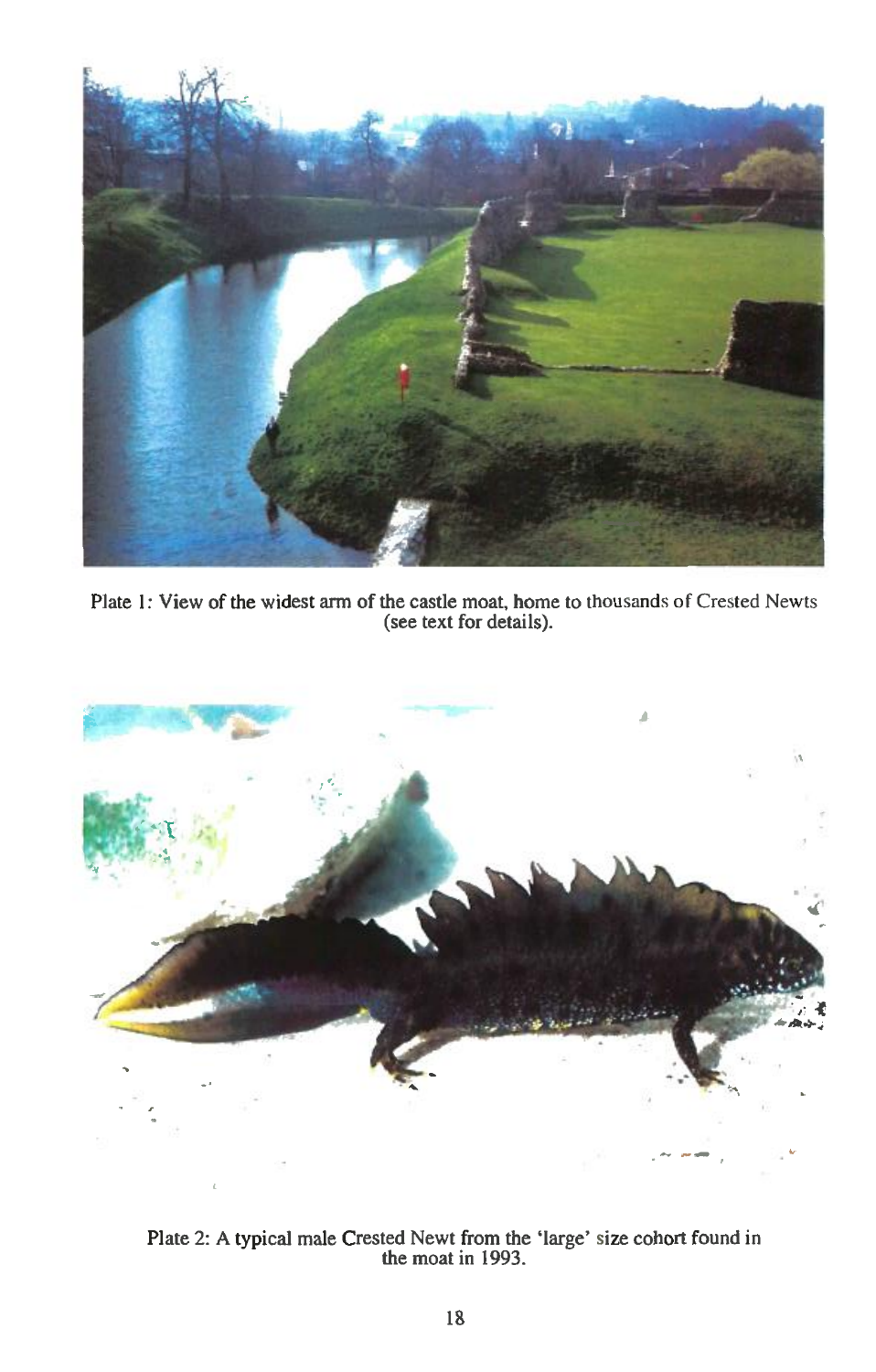Plate 1: View of the widest arm of the castle moat, home to thousands of Crested Newts (see text for details).

Plate 2: A typical male Crested Newt from the 'large' size cohort found in the moat in 1993.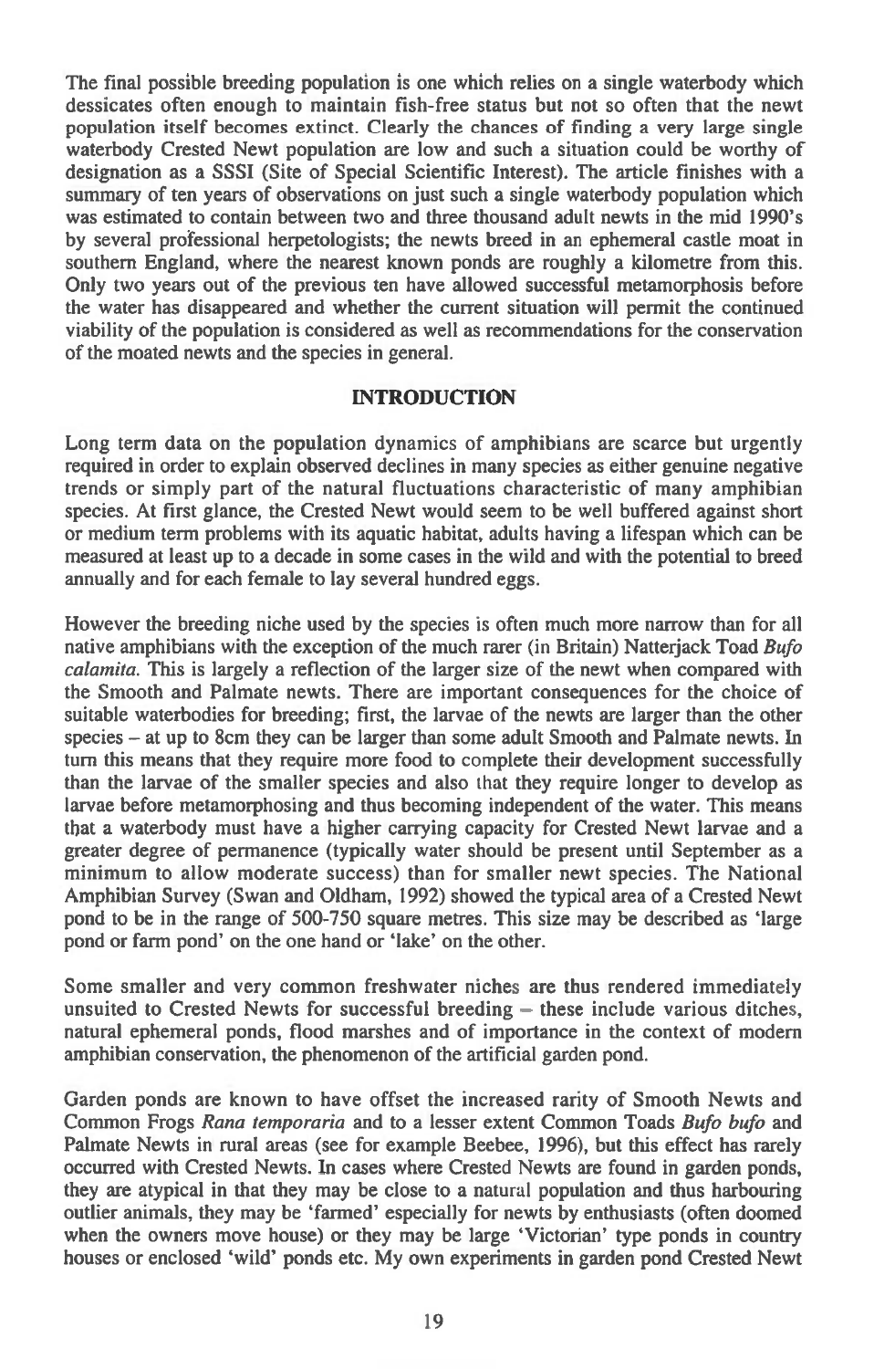The final possible breeding population is one which relies on a single waterbody which dessicates often enough to maintain fish-free status but not so often that the newt population itself becomes extinct. Clearly the chances of finding a very large single waterbody Crested Newt population are low and such a situation could be worthy of designation as a SSSI (Site of Special Scientific Interest). The article finishes with a summary of ten years of observations on just such a single waterbody population which was estimated to contain between two and three thousand adult newts in the mid 1990's by several professional herpetologists; the newts breed in an ephemeral castle moat in southern England, where the nearest known ponds are roughly a kilometre from this. Only two years out of the previous ten have allowed successful metamorphosis before the water has disappeared and whether the current situation will permit the continued viability of the population is considered as well as recommendations for the conservation of the moated newts and the species in general.

## INTRODUCTION

Long term data on the population dynamics of amphibians are scarce but urgently required in order to explain observed declines in many species as either genuine negative trends or simply part of the natural fluctuations characteristic of many amphibian species. At first glance, the Crested Newt would seem to be well buffered against short or medium term problems with its aquatic habitat, adults having a lifespan which can be measured at least up to a decade in some cases in the wild and with the potential to breed annually and for each female to lay several hundred eggs.

However the breeding niche used by the species is often much more narrow than for all native amphibians with the exception of the much rarer (in Britain) Natterjack Toad *Bufo calamita*. This is largely a reflection of the larger size of the newt when compared with the Smooth and Palmate newts. There are important consequences for the choice of suitable waterbodies for breeding; first, the larvae of the newts are larger than the other species – at up to 8cm they can be larger than some adult Smooth and Palmate newts. In turn this means that they require more food to complete their development successfully than the larvae of the smaller species and also that they require longer to develop as larvae before metamorphosing and thus becoming independent of the water. This means that a waterbody must have a higher carrying capacity for Crested Newt larvae and a greater degree of permanence (typically water should be present until September as a minimum to allow moderate success) than for smaller newt species. The National Amphibian Survey (Swan and Oldham, 1992) showed the typical area of a Crested Newt pond to be in the range of 500-750 square metres. This size may be described as 'large pond or farm pond' on the one hand or 'lake' on the other.

Some smaller and very common freshwater niches are thus rendered immediately unsuited to Crested Newts for successful breeding – these include various ditches, natural ephemeral ponds, flood marshes and of importance in the context of modern amphibian conservation, the phenomenon of the artificial garden pond.

Garden ponds are known to have offset the increased rarity of Smooth Newts and Common Frogs *Rana temporaria* and to a lesser extent Common Toads *Bufo bufo* and Palmate Newts in rural areas (see for example Beebee, 1996), but this effect has rarely occurred with Crested Newts. In cases where Crested Newts are found in garden ponds, they are atypical in that they may be close to a natural population and thus harbouring outlier animals, they may be 'farmed' especially for newts by enthusiasts (often doomed when the owners move house) or they may be large 'Victorian' type ponds in country houses or enclosed 'wild' ponds etc. My own experiments in garden pond Crested Newt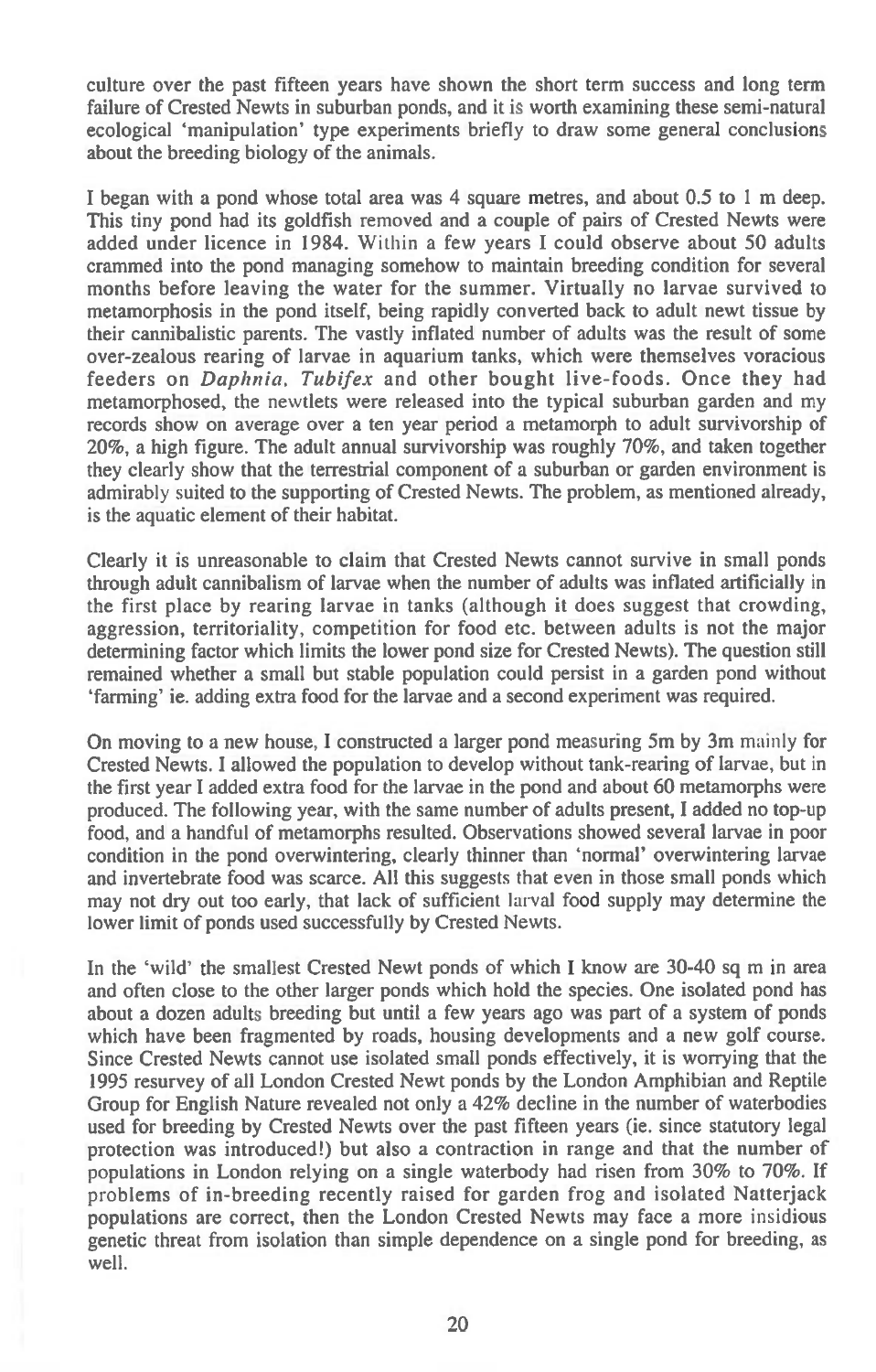culture over the past fifteen years have shown the short term success and long term failure of Crested Newts in suburban ponds, and it is worth examining these semi-natural ecological 'manipulation' type experiments briefly to draw some general conclusions about the breeding biology of the animals.

I began with a pond whose total area was 4 square metres, and about 0.5 to 1 m deep. This tiny pond had its goldfish removed and a couple of pairs of Crested Newts were added under licence in 1984. Within a few years I could observe about 50 adults crammed into the pond managing somehow to maintain breeding condition for several months before leaving the water for the summer. Virtually no larvae survived to metamorphosis in the pond itself, being rapidly converted back to adult newt tissue by their cannibalistic parents. The vastly inflated number of adults was the result of some over-zealous rearing of larvae in aquarium tanks, which were themselves voracious feeders on *Daphnia*, *Tubifex* and other bought live-foods. Once they had metamorphosed, the newtlets were released into the typical suburban garden and my records show on average over a ten year period a metamorph to adult survivorship of 20%, a high figure. The adult annual survivorship was roughly 70%, and taken together they clearly show that the terrestrial component of a suburban or garden environment is admirably suited to the supporting of Crested Newts. The problem, as mentioned already, is the aquatic element of their habitat.

Clearly it is unreasonable to claim that Crested Newts cannot survive in small ponds through adult cannibalism of larvae when the number of adults was inflated artificially in the first place by rearing larvae in tanks (although it does suggest that crowding, aggression, territoriality, competition for food etc. between adults is not the major determining factor which limits the lower pond size for Crested Newts). The question still remained whether a small but stable population could persist in a garden pond without 'farming' ie. adding extra food for the larvae and a second experiment was required.

On moving to a new house, I constructed a larger pond measuring 5m by 3m mainly for Crested Newts. I allowed the population to develop without tank-rearing of larvae, but in the first year I added extra food for the larvae in the pond and about 60 metamorphs were produced. The following year, with the same number of adults present, I added no top-up food, and a handful of metamorphs resulted. Observations showed several larvae in poor condition in the pond overwintering, clearly thinner than 'normal' overwintering larvae and invertebrate food was scarce. All this suggests that even in those small ponds which may not dry out too early, that lack of sufficient larval food supply may determine the lower limit of ponds used successfully by Crested Newts.

In the 'wild' the smallest Crested Newt ponds of which I know are 30-40 sq m in area and often close to the other larger ponds which hold the species. One isolated pond has about a dozen adults breeding but until a few years ago was part of a system of ponds which have been fragmented by roads, housing developments and a new golf course. Since Crested Newts cannot use isolated small ponds effectively, it is worrying that the 1995 resurvey of all London Crested Newt ponds by the London Amphibian and Reptile Group for English Nature revealed not only a 42% decline in the number of waterbodies used for breeding by Crested Newts over the past fifteen years (ie. since statutory legal protection was introduced!) but also a contraction in range and that the number of populations in London relying on a single waterbody had risen from 30% to 70%. If problems of in-breeding recently raised for garden frog and isolated Natterjack populations are correct, then the London Crested Newts may face a more insidious genetic threat from isolation than simple dependence on a single pond for breeding, as well.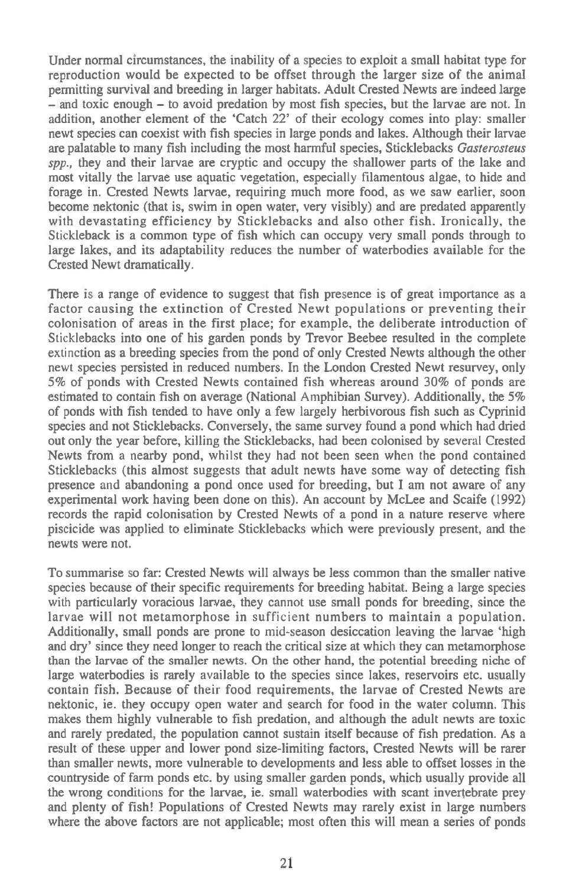Under normal circumstances, the inability of a species to exploit a small habitat type for reproduction would be expected to be offset through the larger size of the animal permitting survival and breeding in larger habitats. Adult Crested Newts are indeed large – and toxic enough – to avoid predation by most fish species, but the larvae are not. In addition, another element of the 'Catch 22' of their ecology comes into play: smaller newt species can coexist with fish species in large ponds and lakes. Although their larvae are palatable to many fish including the most harmful species, Sticklebacks *Gasterosteus spp.*, they and their larvae are cryptic and occupy the shallower parts of the lake and most vitally the larvae use aquatic vegetation, especially filamentous algae, to hide and forage in. Crested Newts larvae, requiring much more food, as we saw earlier, soon become nektonic (that is, swim in open water, very visibly) and are predated apparently with devastating efficiency by Sticklebacks and also other fish. Ironically, the Stickleback is a common type of fish which can occupy very small ponds through to large lakes, and its adaptability reduces the number of waterbodies available for the Crested Newt dramatically.

There is a range of evidence to suggest that fish presence is of great importance as a factor causing the extinction of Crested Newt populations or preventing their colonisation of areas in the first place; for example, the deliberate introduction of Sticklebacks into one of his garden ponds by Trevor Beebee resulted in the complete extinction as a breeding species from the pond of only Crested Newts although the other newt species persisted in reduced numbers. In the London Crested Newt resurvey, only 5% of ponds with Crested Newts contained fish whereas around 30% of ponds are estimated to contain fish on average (National Amphibian Survey). Additionally, the 5% of ponds with fish tended to have only a few largely herbivorous fish such as Cyprinid species and not Sticklebacks. Conversely, the same survey found a pond which had dried out only the year before, killing the Sticklebacks, had been colonised by several Crested Newts from a nearby pond, whilst they had not been seen when the pond contained Sticklebacks (this almost suggests that adult newts have some way of detecting fish presence and abandoning a pond once used for breeding, but I am not aware of any experimental work having been done on this). An account by McLee and Scaife (1992) records the rapid colonisation by Crested Newts of a pond in a nature reserve where piscicide was applied to eliminate Sticklebacks which were previously present, and the newts were not.

To summarise so far: Crested Newts will always be less common than the smaller native species because of their specific requirements for breeding habitat. Being a large species with particularly voracious larvae, they cannot use small ponds for breeding, since the larvae will not metamorphose in sufficient numbers to maintain a population. Additionally, small ponds are prone to mid-season desiccation leaving the larvae 'high and dry' since they need longer to reach the critical size at which they can metamorphose than the larvae of the smaller newts. On the other hand, the potential breeding niche of large waterbodies is rarely available to the species since lakes, reservoirs etc. usually contain fish. Because of their food requirements, the larvae of Crested Newts are nektonic, ie. they occupy open water and search for food in the water column. This makes them highly vulnerable to fish predation, and although the adult newts are toxic and rarely predated, the population cannot sustain itself because of fish predation. As a result of these upper and lower pond size-limiting factors, Crested Newts will be rarer than smaller newts, more vulnerable to developments and less able to offset losses in the countryside of farm ponds etc. by using smaller garden ponds, which usually provide all the wrong conditions for the larvae, ie. small waterbodies with scant invertebrate prey and plenty of fish! Populations of Crested Newts may rarely exist in large numbers where the above factors are not applicable; most often this will mean a series of ponds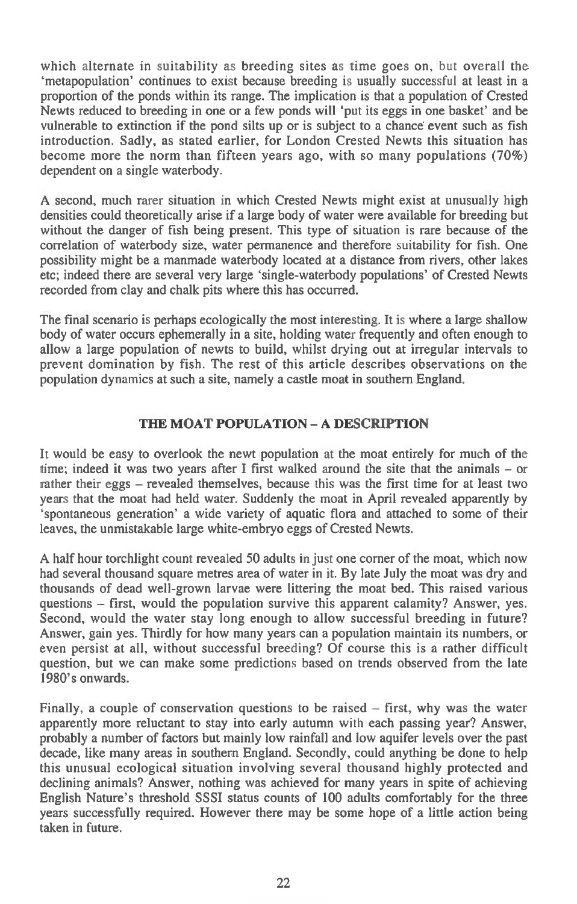which alternate in suitability as breeding sites as time goes on, but overall the 'metapopulation' continues to exist because breeding is usually successful at least in a proportion of the ponds within its range. The implication is that a population of Crested Newts reduced to breeding in one or a few ponds will 'put its eggs in one basket' and be vulnerable to extinction if the pond silts up or is subject to a chance event such as fish introduction. Sadly, as stated earlier, for London Crested Newts this situation has become more the norm than fifteen years ago, with so many populations (70%) dependent on a single waterbody.

A second, much rarer situation in which Crested Newts might exist at unusually high densities could theoretically arise if a large body of water were available for breeding but without the danger of fish being present. This type of situation is rare because of the correlation of waterbody size, water permanence and therefore suitability for fish. One possibility might be a manmade waterbody located at a distance from rivers, other lakes etc; indeed there are several very large 'single-waterbody populations' of Crested Newts recorded from clay and chalk pits where this has occurred.

The final scenario is perhaps ecologically the most interesting. It is where a large shallow body of water occurs ephemerally in a site, holding water frequently and often enough to allow a large population of newts to build, whilst drying out at irregular intervals to prevent domination by fish. The rest of this article describes observations on the population dynamics at such a site, namely a castle moat in southern England.

## THE MOAT POPULATION – A DESCRIPTION

It would be easy to overlook the newt population at the moat entirely for much of the time; indeed it was two years after I first walked around the site that the animals – or rather their eggs – revealed themselves, because this was the first time for at least two years that the moat had held water. Suddenly the moat in April revealed apparently by 'spontaneous generation' a wide variety of aquatic flora and attached to some of their leaves, the unmistakable large white-embryo eggs of Crested Newts.

A half hour torchlight count revealed 50 adults in just one corner of the moat, which now had several thousand square metres area of water in it. By late July the moat was dry and thousands of dead well-grown larvae were littering the moat bed. This raised various questions – first, would the population survive this apparent calamity? Answer, yes. Second, would the water stay long enough to allow successful breeding in future? Answer, gain yes. Thirdly for how many years can a population maintain its numbers, or even persist at all, without successful breeding? Of course this is a rather difficult question, but we can make some predictions based on trends observed from the late 1980's onwards.

Finally, a couple of conservation questions to be raised – first, why was the water apparently more reluctant to stay into early autumn with each passing year? Answer, probably a number of factors but mainly low rainfall and low aquifer levels over the past decade, like many areas in southern England. Secondly, could anything be done to help this unusual ecological situation involving several thousand highly protected and declining animals? Answer, nothing was achieved for many years in spite of achieving English Nature's threshold SSSI status counts of 100 adults comfortably for the three years successfully required. However there may be some hope of a little action being taken in future.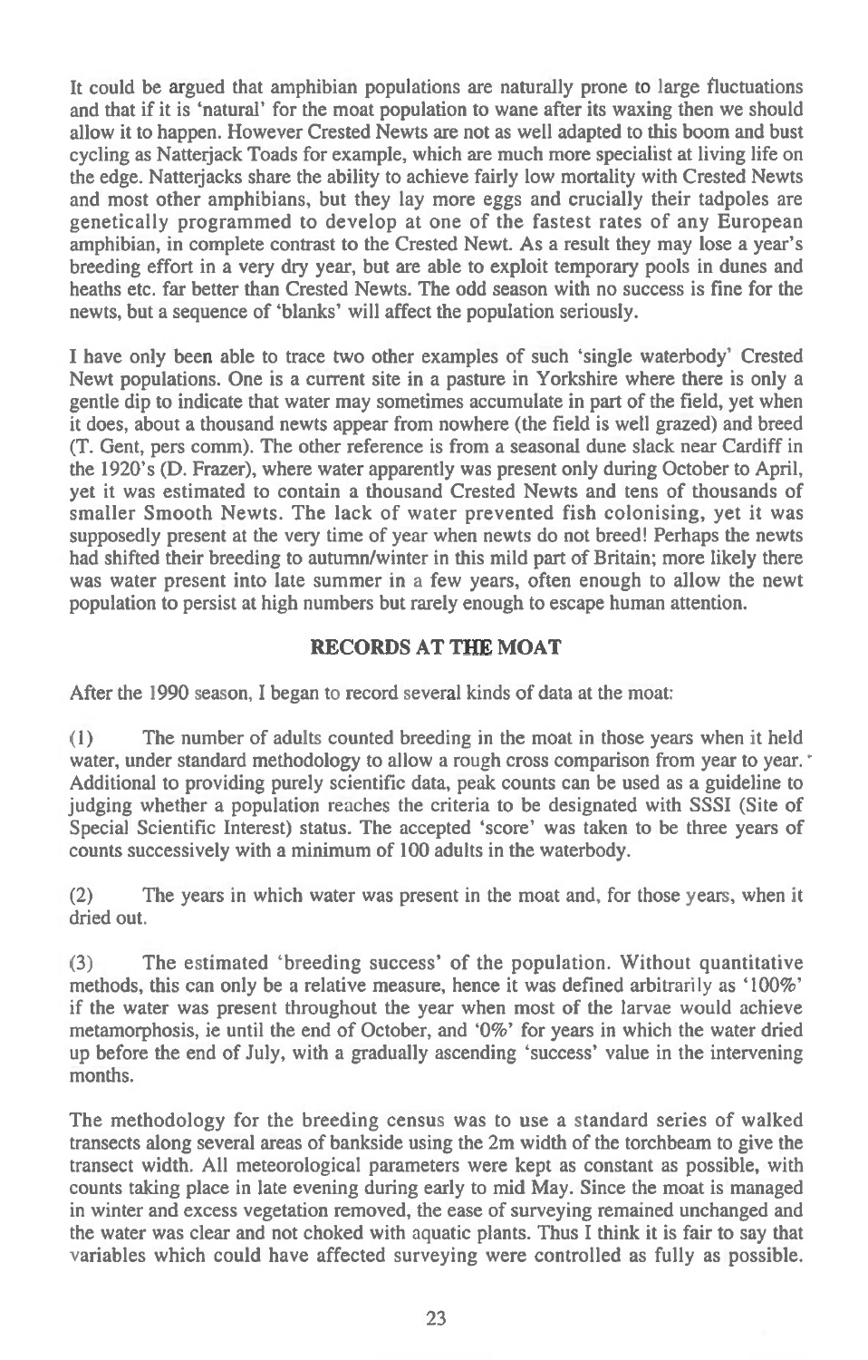It could be argued that amphibian populations are naturally prone to large fluctuations and that if it is 'natural' for the moat population to wane after its waxing then we should allow it to happen. However Crested Newts are not as well adapted to this boom and bust cycling as Natterjack Toads for example, which are much more specialist at living life on the edge. Natterjacks share the ability to achieve fairly low mortality with Crested Newts and most other amphibians, but they lay more eggs and crucially their tadpoles are genetically programmed to develop at one of the fastest rates of any European amphibian, in complete contrast to the Crested Newt. As a result they may lose a year's breeding effort in a very dry year, but are able to exploit temporary pools in dunes and heaths etc. far better than Crested Newts. The odd season with no success is fine for the newts, but a sequence of 'blanks' will affect the population seriously.

I have only been able to trace two other examples of such 'single waterbody' Crested Newt populations. One is a current site in a pasture in Yorkshire where there is only a gentle dip to indicate that water may sometimes accumulate in part of the field, yet when it does, about a thousand newts appear from nowhere (the field is well grazed) and breed (T. Gent, pers comm). The other reference is from a seasonal dune slack near Cardiff in the 1920's (D. Frazer), where water apparently was present only during October to April, yet it was estimated to contain a thousand Crested Newts and tens of thousands of smaller Smooth Newts. The lack of water prevented fish colonising, yet it was supposedly present at the very time of year when newts do not breed! Perhaps the newts had shifted their breeding to autumn/winter in this mild part of Britain; more likely there was water present into late summer in a few years, often enough to allow the newt population to persist at high numbers but rarely enough to escape human attention.

## RECORDS AT THE MOAT

After the 1990 season, I began to record several kinds of data at the moat:

(1) The number of adults counted breeding in the moat in those years when it held water, under standard methodology to allow a rough cross comparison from year to year. Additional to providing purely scientific data, peak counts can be used as a guideline to judging whether a population reaches the criteria to be designated with SSSI (Site of Special Scientific Interest) status. The accepted 'score' was taken to be three years of counts successively with a minimum of 100 adults in the waterbody.

(2) The years in which water was present in the moat and, for those years, when it dried out.

(3) The estimated 'breeding success' of the population. Without quantitative methods, this can only be a relative measure, hence it was defined arbitrarily as '100%' if the water was present throughout the year when most of the larvae would achieve metamorphosis, ie until the end of October, and '0%' for years in which the water dried up before the end of July, with a gradually ascending 'success' value in the intervening months.

The methodology for the breeding census was to use a standard series of walked transects along several areas of bankside using the 2m width of the torchbeam to give the transect width. All meteorological parameters were kept as constant as possible, with counts taking place in late evening during early to mid May. Since the moat is managed in winter and excess vegetation removed, the ease of surveying remained unchanged and the water was clear and not choked with aquatic plants. Thus I think it is fair to say that variables which could have affected surveying were controlled as fully as possible.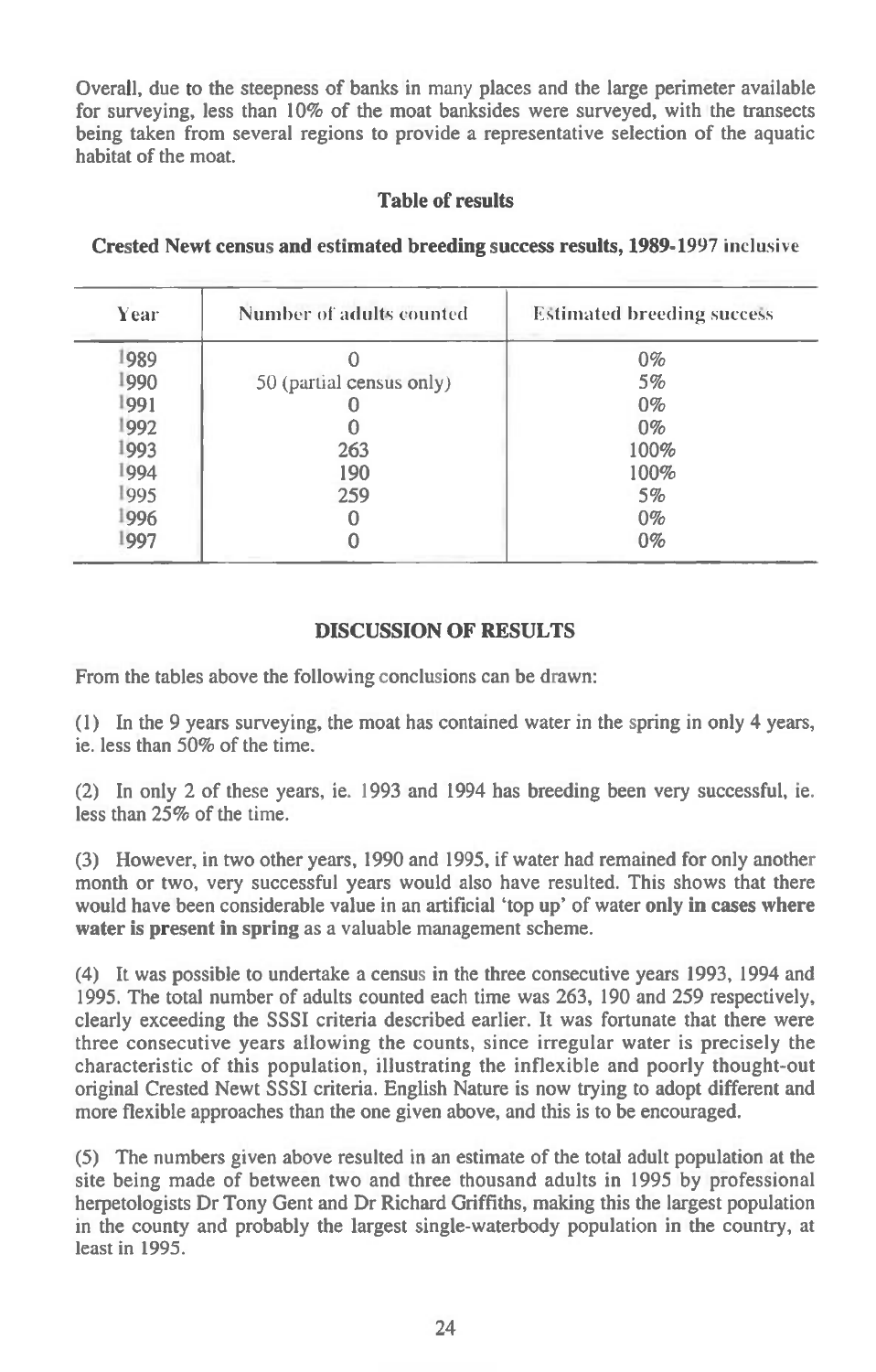Overall, due to the steepness of banks in many places and the large perimeter available for surveying, less than 10% of the moat banksides were surveyed, with the transects being taken from several regions to provide a representative selection of the aquatic habitat of the moat.

### Table of results

**Crested Newt census and estimated breeding success results, 1989-1997 inclusive**

| Year | Number of adults counted | Estimated breeding success |
|---|---|---|
| 1989 | 0 | 0% |
| 1990 | 50 (partial census only) | 5% |
| 1991 | 0 | 0% |
| 1992 | 0 | 0% |
| 1993 | 263 | 100% |
| 1994 | 190 | 100% |
| 1995 | 259 | 5% |
| 1996 | 0 | 0% |
| 1997 | 0 | 0% |

### DISCUSSION OF RESULTS

From the tables above the following conclusions can be drawn:

(1) In the 9 years surveying, the moat has contained water in the spring in only 4 years, ie. less than 50% of the time.

(2) In only 2 of these years, ie. 1993 and 1994 has breeding been very successful, ie. less than 25% of the time.

(3) However, in two other years, 1990 and 1995, if water had remained for only another month or two, very successful years would also have resulted. This shows that there would have been considerable value in an artificial 'top up' of water **only in cases where water is present in spring** as a valuable management scheme.

(4) It was possible to undertake a census in the three consecutive years 1993, 1994 and 1995. The total number of adults counted each time was 263, 190 and 259 respectively, clearly exceeding the SSSI criteria described earlier. It was fortunate that there were three consecutive years allowing the counts, since irregular water is precisely the characteristic of this population, illustrating the inflexible and poorly thought-out original Crested Newt SSSI criteria. English Nature is now trying to adopt different and more flexible approaches than the one given above, and this is to be encouraged.

(5) The numbers given above resulted in an estimate of the total adult population at the site being made of between two and three thousand adults in 1995 by professional herpetologists Dr Tony Gent and Dr Richard Griffiths, making this the largest population in the county and probably the largest single-waterbody population in the country, at least in 1995.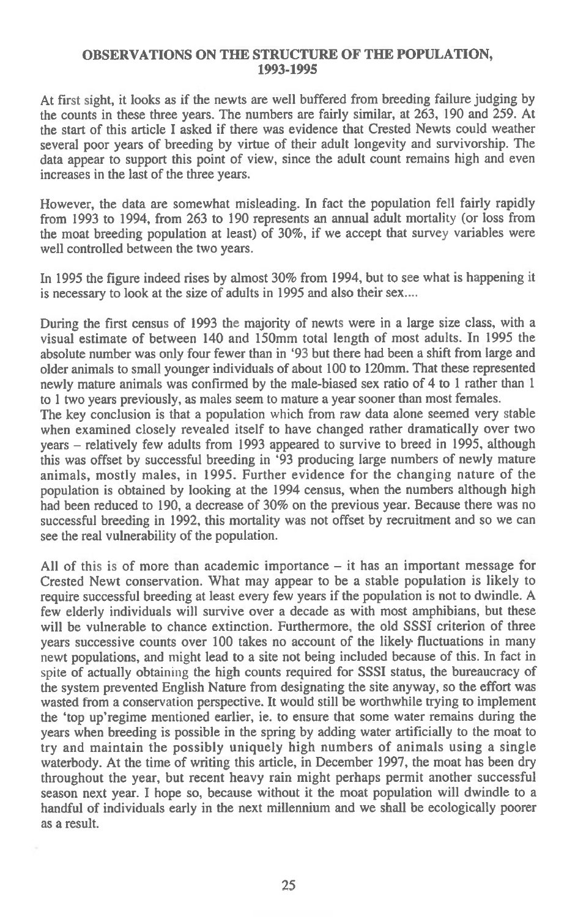## OBSERVATIONS ON THE STRUCTURE OF THE POPULATION, 1993-1995

At first sight, it looks as if the newts are well buffered from breeding failure judging by the counts in these three years. The numbers are fairly similar, at 263, 190 and 259. At the start of this article I asked if there was evidence that Crested Newts could weather several poor years of breeding by virtue of their adult longevity and survivorship. The data appear to support this point of view, since the adult count remains high and even increases in the last of the three years.

However, the data are somewhat misleading. In fact the population fell fairly rapidly from 1993 to 1994, from 263 to 190 represents an annual adult mortality (or loss from the moat breeding population at least) of 30%, if we accept that survey variables were well controlled between the two years.

In 1995 the figure indeed rises by almost 30% from 1994, but to see what is happening it is necessary to look at the size of adults in 1995 and also their sex....

During the first census of 1993 the majority of newts were in a large size class, with a visual estimate of between 140 and 150mm total length of most adults. In 1995 the absolute number was only four fewer than in '93 but there had been a shift from large and older animals to small younger individuals of about 100 to 120mm. That these represented newly mature animals was confirmed by the male-biased sex ratio of 4 to 1 rather than 1 to 1 two years previously, as males seem to mature a year sooner than most females.
The key conclusion is that a population which from raw data alone seemed very stable when examined closely revealed itself to have changed rather dramatically over two years – relatively few adults from 1993 appeared to survive to breed in 1995, although this was offset by successful breeding in '93 producing large numbers of newly mature animals, mostly males, in 1995. Further evidence for the changing nature of the population is obtained by looking at the 1994 census, when the numbers although high had been reduced to 190, a decrease of 30% on the previous year. Because there was no successful breeding in 1992, this mortality was not offset by recruitment and so we can see the real vulnerability of the population.

All of this is of more than academic importance – it has an important message for Crested Newt conservation. What may appear to be a stable population is likely to require successful breeding at least every few years if the population is not to dwindle. A few elderly individuals will survive over a decade as with most amphibians, but these will be vulnerable to chance extinction. Furthermore, the old SSSI criterion of three years successive counts over 100 takes no account of the likely fluctuations in many newt populations, and might lead to a site not being included because of this. In fact in spite of actually obtaining the high counts required for SSSI status, the bureaucracy of the system prevented English Nature from designating the site anyway, so the effort was wasted from a conservation perspective. It would still be worthwhile trying to implement the 'top up'regime mentioned earlier, ie. to ensure that some water remains during the years when breeding is possible in the spring by adding water artificially to the moat to try and maintain the possibly uniquely high numbers of animals using a single waterbody. At the time of writing this article, in December 1997, the moat has been dry throughout the year, but recent heavy rain might perhaps permit another successful season next year. I hope so, because without it the moat population will dwindle to a handful of individuals early in the next millennium and we shall be ecologically poorer as a result.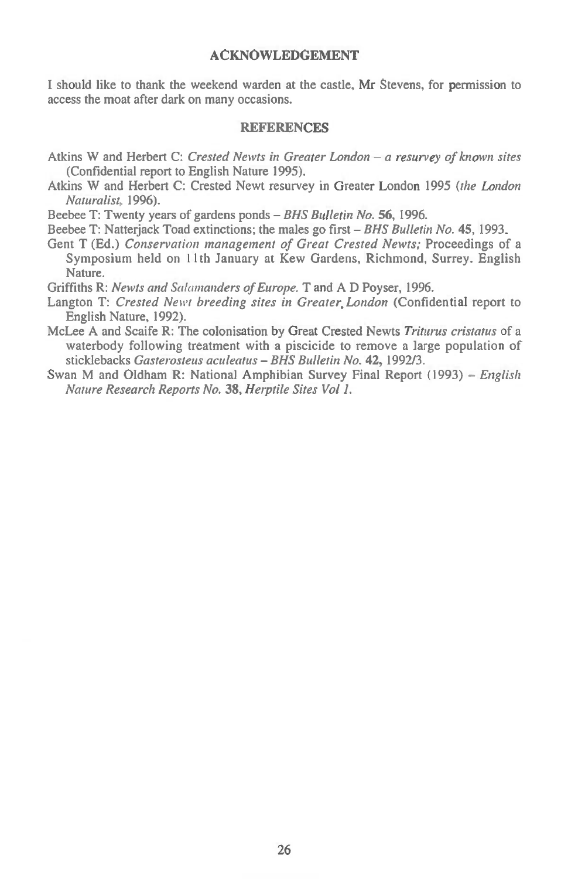## ACKNOWLEDGEMENT

I should like to thank the weekend warden at the castle, Mr Stevens, for permission to access the moat after dark on many occasions.

## REFERENCES

Atkins W and Herbert C: *Crested Newts in Greater London – a resurvey of known sites* (Confidential report to English Nature 1995).

Atkins W and Herbert C: Crested Newt resurvey in Greater London 1995 (*the London Naturalist*, 1996).

Beebee T: Twenty years of gardens ponds – *BHS Bulletin No.* **56**, 1996.

Beebee T: Natterjack Toad extinctions; the males go first – *BHS Bulletin No.* **45**, 1993.

Gent T (Ed.) *Conservation management of Great Crested Newts;* Proceedings of a Symposium held on 11th January at Kew Gardens, Richmond, Surrey. English Nature.

Griffiths R: *Newts and Salamanders of Europe.* T and A D Poyser, 1996.

Langton T: *Crested Newt breeding sites in Greater London* (Confidential report to English Nature, 1992).

McLee A and Scaife R: The colonisation by Great Crested Newts *Triturus cristatus* of a waterbody following treatment with a piscicide to remove a large population of sticklebacks *Gasterosteus aculeatus* – *BHS Bulletin No.* **42**, 1992/3.

Swan M and Oldham R: National Amphibian Survey Final Report (1993) – *English Nature Research Reports No.* **38**, *Herptile Sites Vol 1.*